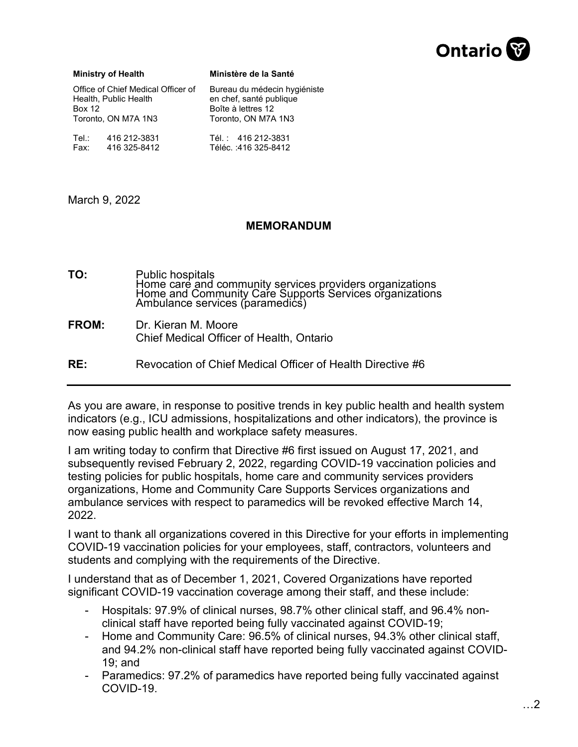Ontario

**Ministry of Health**

Office of Chief Medical Officer of Health, Public Health
Box 12
Toronto, ON M7A 1N3

Tel.: 416 212-3831
Fax: 416 325-8412

**Ministère de la Santé**

Bureau du médecin hygiéniste en chef, santé publique
Boîte à lettres 12
Toronto, ON M7A 1N3

Tél. : 416 212-3831
Téléc. :416 325-8412

March 9, 2022

**MEMORANDUM**

**TO:** Public hospitals
Home care and community services providers organizations
Home and Community Care Supports Services organizations
Ambulance services (paramedics)

**FROM:** Dr. Kieran M. Moore
Chief Medical Officer of Health, Ontario

**RE:** Revocation of Chief Medical Officer of Health Directive #6

---

As you are aware, in response to positive trends in key public health and health system indicators (e.g., ICU admissions, hospitalizations and other indicators), the province is now easing public health and workplace safety measures.

I am writing today to confirm that Directive #6 first issued on August 17, 2021, and subsequently revised February 2, 2022, regarding COVID-19 vaccination policies and testing policies for public hospitals, home care and community services providers organizations, Home and Community Care Supports Services organizations and ambulance services with respect to paramedics will be revoked effective March 14, 2022.

I want to thank all organizations covered in this Directive for your efforts in implementing COVID-19 vaccination policies for your employees, staff, contractors, volunteers and students and complying with the requirements of the Directive.

I understand that as of December 1, 2021, Covered Organizations have reported significant COVID-19 vaccination coverage among their staff, and these include:

- Hospitals: 97.9% of clinical nurses, 98.7% other clinical staff, and 96.4% non-clinical staff have reported being fully vaccinated against COVID-19;
- Home and Community Care: 96.5% of clinical nurses, 94.3% other clinical staff, and 94.2% non-clinical staff have reported being fully vaccinated against COVID-19; and
- Paramedics: 97.2% of paramedics have reported being fully vaccinated against COVID-19.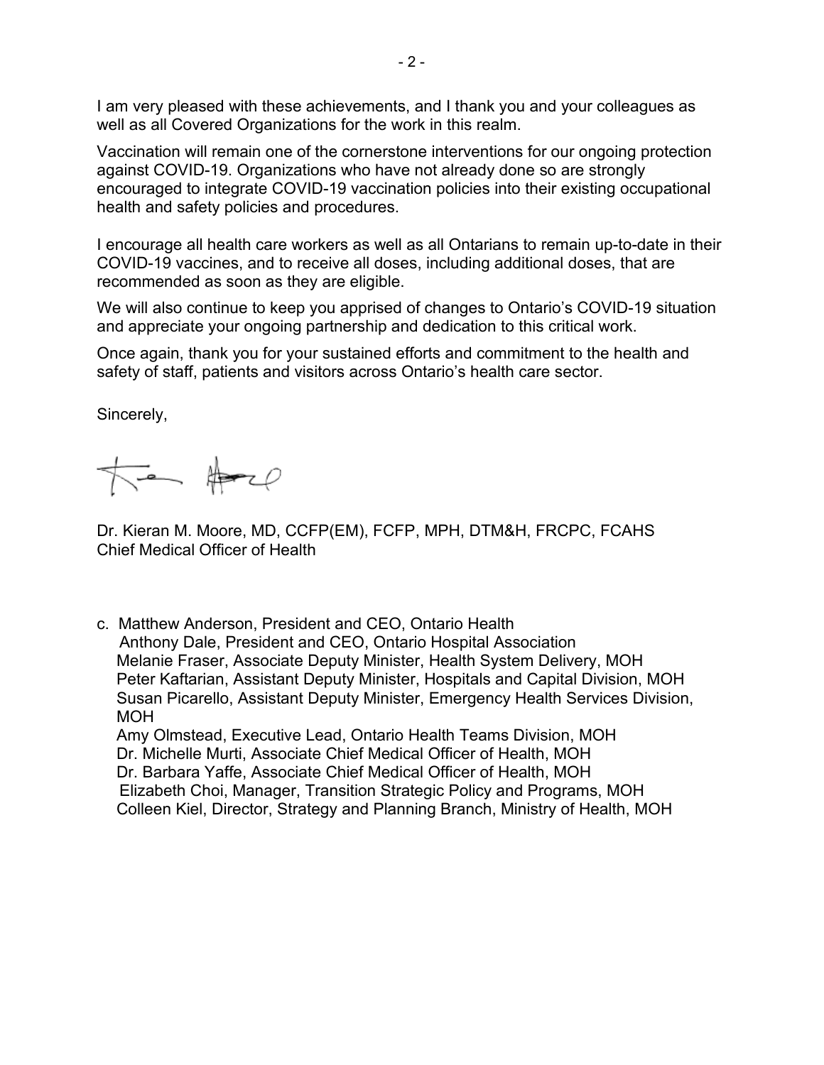I am very pleased with these achievements, and I thank you and your colleagues as well as all Covered Organizations for the work in this realm.

Vaccination will remain one of the cornerstone interventions for our ongoing protection against COVID-19. Organizations who have not already done so are strongly encouraged to integrate COVID-19 vaccination policies into their existing occupational health and safety policies and procedures.

I encourage all health care workers as well as all Ontarians to remain up-to-date in their COVID-19 vaccines, and to receive all doses, including additional doses, that are recommended as soon as they are eligible.

We will also continue to keep you apprised of changes to Ontario's COVID-19 situation and appreciate your ongoing partnership and dedication to this critical work.

Once again, thank you for your sustained efforts and commitment to the health and safety of staff, patients and visitors across Ontario's health care sector.

Sincerely,

Dr. Kieran M. Moore, MD, CCFP(EM), FCFP, MPH, DTM&H, FRCPC, FCAHS
Chief Medical Officer of Health

c. Matthew Anderson, President and CEO, Ontario Health
Anthony Dale, President and CEO, Ontario Hospital Association
Melanie Fraser, Associate Deputy Minister, Health System Delivery, MOH
Peter Kaftarian, Assistant Deputy Minister, Hospitals and Capital Division, MOH
Susan Picarello, Assistant Deputy Minister, Emergency Health Services Division, MOH
Amy Olmstead, Executive Lead, Ontario Health Teams Division, MOH
Dr. Michelle Murti, Associate Chief Medical Officer of Health, MOH
Dr. Barbara Yaffe, Associate Chief Medical Officer of Health, MOH
Elizabeth Choi, Manager, Transition Strategic Policy and Programs, MOH
Colleen Kiel, Director, Strategy and Planning Branch, Ministry of Health, MOH